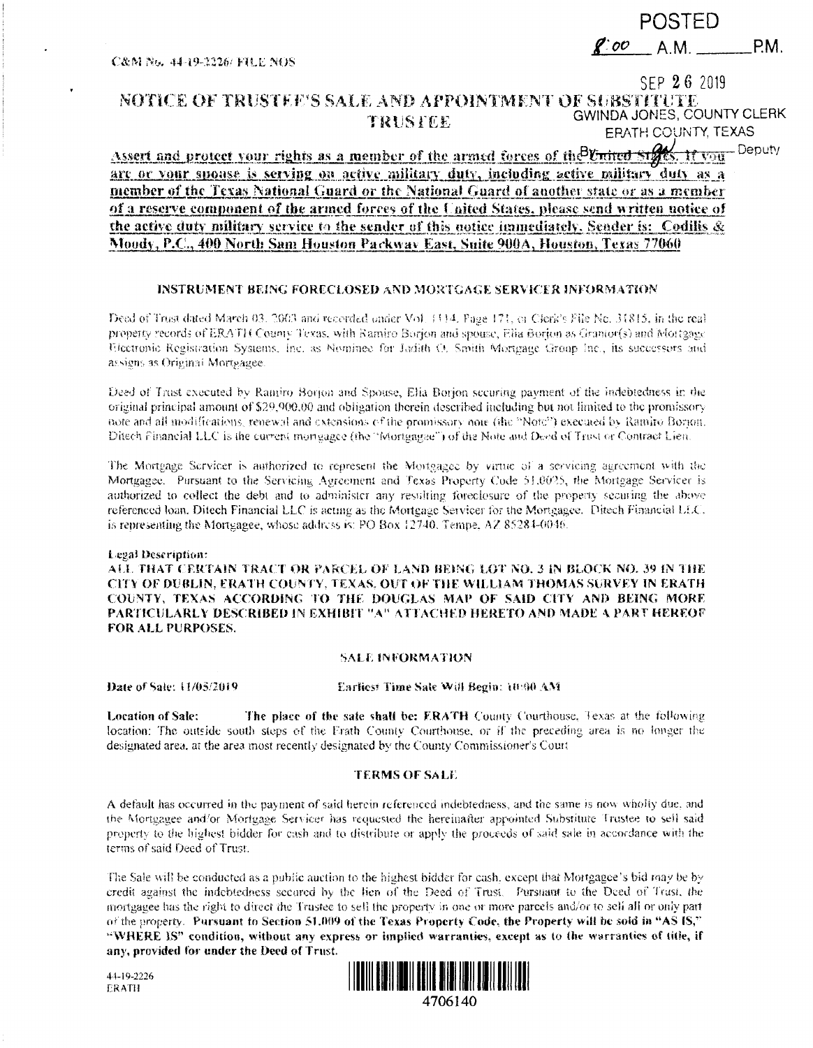POSTED

8:00 A.M. \_\_\_\_\_\_ P.M.

SEP 26 2019

GWINDA JONES, COUNTY CLERK
ERATH COUNTY, TEXAS
By \_\_\_\_\_\_ Deputy

C&M No. 44-19-2226/ FILE NOS

# NOTICE OF TRUSTEE'S SALE AND APPOINTMENT OF SUBSTITUTE TRUSTEE

**Assert and protect your rights as a member of the armed forces of the United States. If you are or your spouse is serving on active military duty, including active military duty as a member of the Texas National Guard or the National Guard of another state or as a member of a reserve component of the armed forces of the United States, please send written notice of the active duty military service to the sender of this notice immediately. Sender is: Codilis & Moody, P.C., 400 North Sam Houston Parkway East, Suite 900A, Houston, Texas 77060**

## INSTRUMENT BEING FORECLOSED AND MORTGAGE SERVICER INFORMATION

Deed of Trust dated March 03, 2003 and recorded under Vol. 1114, Page 171, or Clerk's File No. 31815, in the real property records of ERATH County Texas, with Ramiro Borjon and spouse, Elia Borjon as Grantor(s) and Mortgage Electronic Registration Systems, Inc. as Nominee for Judith O. Smith Mortgage Group Inc., its successors and assigns as Original Mortgagee.

Deed of Trust executed by Ramiro Borjon and Spouse, Elia Borjon securing payment of the indebtedness in the original principal amount of $29,900.00 and obligation therein described including but not limited to the promissory note and all modifications, renewal and extensions of the promissory note (the "Note") executed by Ramiro Borjon. Ditech Financial LLC is the current mortgagee (the "Mortgagee") of the Note and Deed of Trust or Contract Lien.

The Mortgage Servicer is authorized to represent the Mortgagee by virtue of a servicing agreement with the Mortgagee. Pursuant to the Servicing Agreement and Texas Property Code 51.0025, the Mortgage Servicer is authorized to collect the debt and to administer any resulting foreclosure of the property securing the above referenced loan. Ditech Financial LLC is acting as the Mortgage Servicer for the Mortgagee. Ditech Financial LLC, is representing the Mortgagee, whose address is: PO Box 12740, Tempe, AZ 85284-0046.

**Legal Description:**

**ALL THAT CERTAIN TRACT OR PARCEL OF LAND BEING LOT NO. 3 IN BLOCK NO. 39 IN THE CITY OF DUBLIN, ERATH COUNTY, TEXAS, OUT OF THE WILLIAM THOMAS SURVEY IN ERATH COUNTY, TEXAS ACCORDING TO THE DOUGLAS MAP OF SAID CITY AND BEING MORE PARTICULARLY DESCRIBED IN EXHIBIT "A" ATTACHED HERETO AND MADE A PART HEREOF FOR ALL PURPOSES.**

## SALE INFORMATION

**Date of Sale:** 11/05/2019 **Earliest Time Sale Will Begin:** 10:00 AM

**Location of Sale:** The place of the sale shall be: **ERATH** County Courthouse, Texas at the following location: The outside south steps of the Erath County Courthouse, or if the preceding area is no longer the designated area, at the area most recently designated by the County Commissioner's Court

## TERMS OF SALE

A default has occurred in the payment of said herein referenced indebtedness, and the same is now wholly due, and the Mortgagee and/or Mortgage Servicer has requested the hereinafter appointed Substitute Trustee to sell said property to the highest bidder for cash and to distribute or apply the proceeds of said sale in accordance with the terms of said Deed of Trust.

The Sale will be conducted as a public auction to the highest bidder for cash, except that Mortgagee's bid may be by credit against the indebtedness secured by the lien of the Deed of Trust. Pursuant to the Deed of Trust, the mortgagee has the right to direct the Trustee to sell the property in one or more parcels and/or to sell all or only part of the property. **Pursuant to Section 51.009 of the Texas Property Code, the Property will be sold in "AS IS," "WHERE IS" condition, without any express or implied warranties, except as to the warranties of title, if any, provided for under the Deed of Trust.**

44-19-2226
ERATH

4706140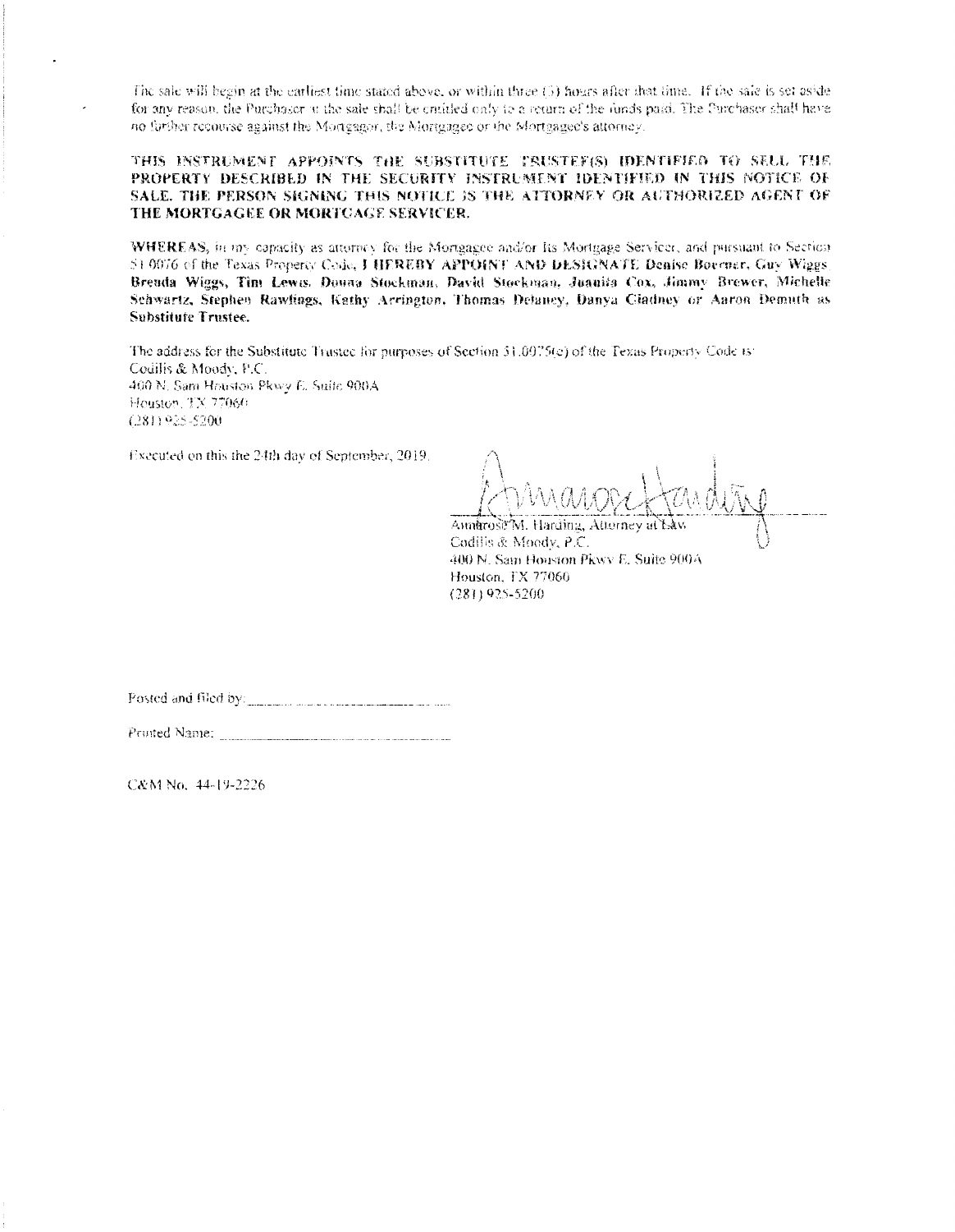The sale will begin at the earliest time stated above, or within three (3) hours after that time. If the sale is set aside for any reason, the Purchaser at the sale shall be entitled only to a return of the funds paid. The Purchaser shall have no further recourse against the Mortgagor, the Mortgagee or the Mortgagee's attorney.

**THIS INSTRUMENT APPOINTS THE SUBSTITUTE TRUSTEE(S) IDENTIFIED TO SELL THE PROPERTY DESCRIBED IN THE SECURITY INSTRUMENT IDENTIFIED IN THIS NOTICE OF SALE. THE PERSON SIGNING THIS NOTICE IS THE ATTORNEY OR AUTHORIZED AGENT OF THE MORTGAGEE OR MORTGAGE SERVICER.**

**WHEREAS,** in my capacity as attorney for the Mortgagee and/or its Mortgage Servicer, and pursuant to Section 51.0076 of the Texas Property Code, **I HEREBY APPOINT AND DESIGNATE Denise Boerner, Guy Wiggs, Brenda Wiggs, Tim Lewis, Donna Stockman, David Stockman, Juanita Cox, Jimmy Brewer, Michelle Schwartz, Stephen Rawlings, Kathy Arrington, Thomas Delaney, Danya Gladney or Aaron Demuth as Substitute Trustee.**

The address for the Substitute Trustee for purposes of Section 51.0075(e) of the Texas Property Code is:
Codilis & Moody, P.C.
400 N. Sam Houston Pkwy E. Suite 900A
Houston, TX 77060
(281) 925-5200

Executed on this the 24th day of September, 2019.

Ambrose M. Harding, Attorney at Law
Codilis & Moody, P.C.
400 N. Sam Houston Pkwy E. Suite 900A
Houston, TX 77060
(281) 925-5200

Posted and filed by: \_\_\_\_\_\_\_\_\_\_\_\_\_\_\_\_\_\_\_\_\_\_\_\_\_\_\_\_\_\_

Printed Name: \_\_\_\_\_\_\_\_\_\_\_\_\_\_\_\_\_\_\_\_\_\_\_\_\_\_\_\_\_\_\_\_\_

C&M No. 44-19-2226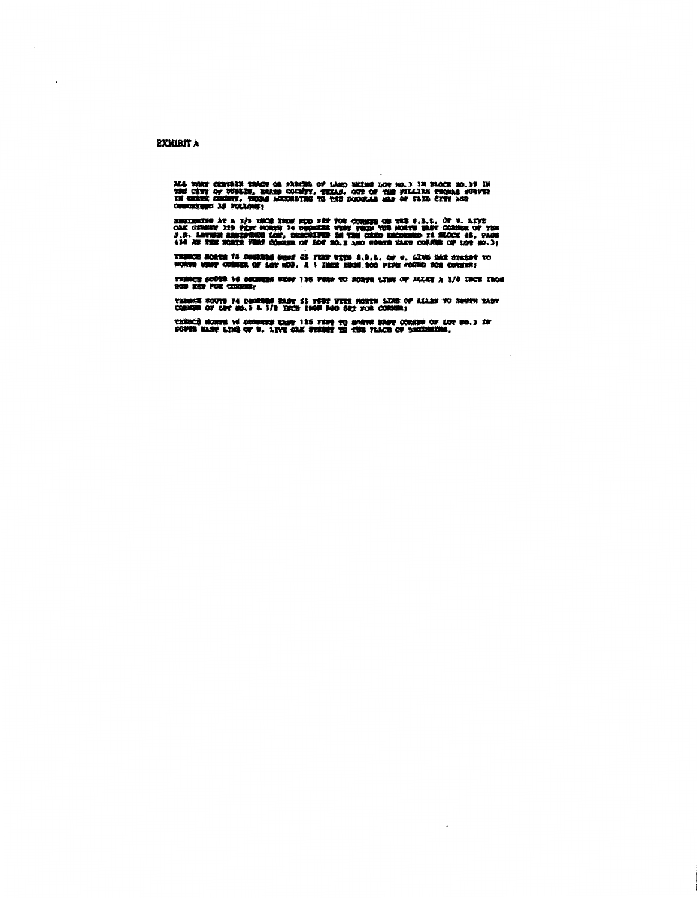EXHIBIT A

ALL THAT CERTAIN TRACT OR PARCEL OF LAND BEING LOT NO.3 IN BLOCK NO.39 IN THE CITY OF DUBLIN, ERATH COUNTY, TEXAS, OUT OF THE WILLIAM THOMAS SURVEY IN ERATH COUNTY, TEXAS ACCORDING TO THE DOUGLAS MAP OF SAID CITY AND DESCRIBED AS FOLLOWS;

BEGINNING AT A 1/2 INCH IRON ROD SET FOR CORNER ON THE S.E.L. OF W. LIVE OAK STREET 323 FEET NORTH 74 DEGREES WEST FROM THE NORTH EAST CORNER OF THE J.B. LAWSON RESIDENCE LOT, DESCRIBED IN THE DEED RECORDED IN BLOCK 48, PAGE 434 AS THE NORTH WEST CORNER OF LOT NO.2 AND NORTH EAST CORNER OF LOT NO.3;

THENCE NORTH 74 DEGREES WEST 65 FEET WITH S.E.L. OF W. LIVE OAK STREET TO NORTH WEST CORNER OF LOT NO3, A 1 INCH IRON ROD PIPE FOUND FOR CORNER;

THENCE SOUTH 16 DEGREES WEST 135 FEET TO NORTH LINE OF ALLEY A 3/8 INCH IRON ROD SET FOR CORNER;

THENCE SOUTH 74 DEGREES EAST 65 FEET WITH NORTH LINE OF ALLEY TO SOUTH EAST CORNER OF LOT NO.3 A 1/2 INCH IRON ROD SET FOR CORNER;

THENCE NORTH 16 DEGREES EAST 135 FEET TO NORTH EAST CORNER OF LOT NO.3 IN SOUTH EAST LINE OF W. LIVE OAK STREET TO THE PLACE OF BEGINNING.